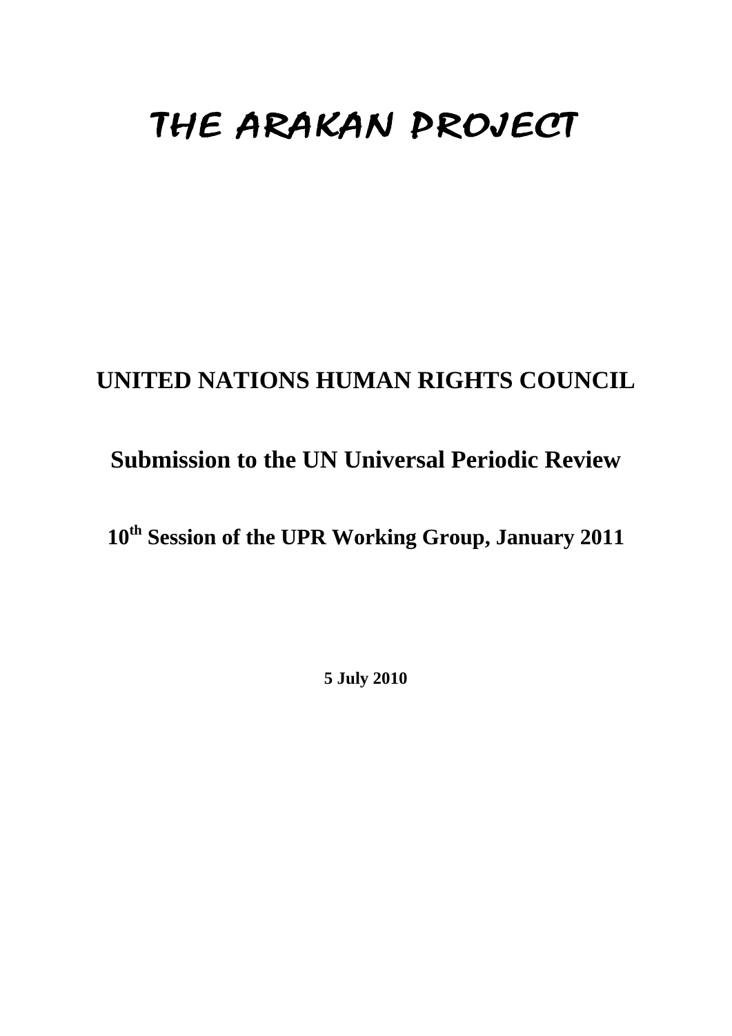# THE ARAKAN PROJECT

## UNITED NATIONS HUMAN RIGHTS COUNCIL

## Submission to the UN Universal Periodic Review

## 10th Session of the UPR Working Group, January 2011

**5 July 2010**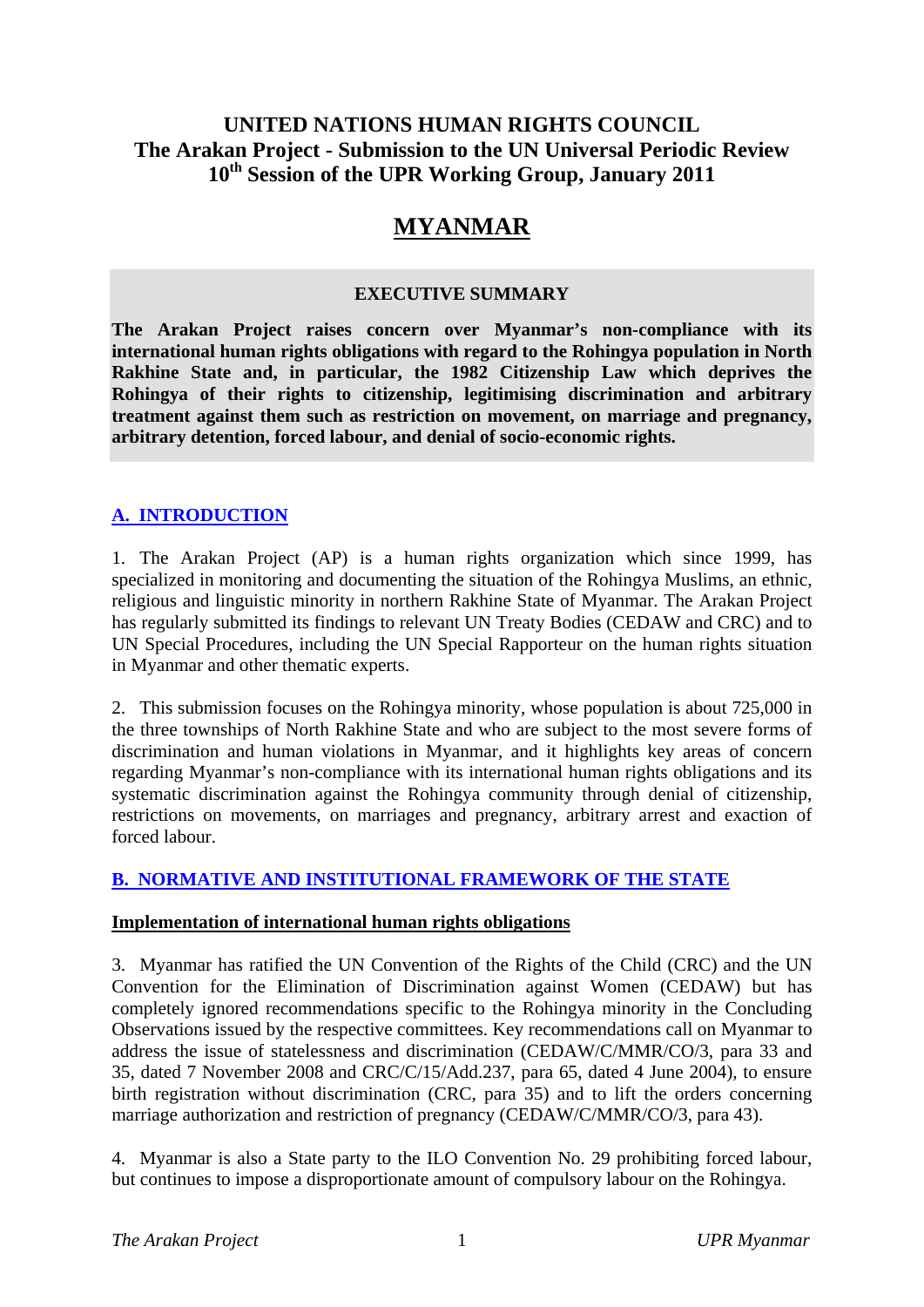**UNITED NATIONS HUMAN RIGHTS COUNCIL**
**The Arakan Project - Submission to the UN Universal Periodic Review**
**10th Session of the UPR Working Group, January 2011**

# MYANMAR

**EXECUTIVE SUMMARY**

**The Arakan Project raises concern over Myanmar's non-compliance with its international human rights obligations with regard to the Rohingya population in North Rakhine State and, in particular, the 1982 Citizenship Law which deprives the Rohingya of their rights to citizenship, legitimising discrimination and arbitrary treatment against them such as restriction on movement, on marriage and pregnancy, arbitrary detention, forced labour, and denial of socio-economic rights.**

## A. INTRODUCTION

1. The Arakan Project (AP) is a human rights organization which since 1999, has specialized in monitoring and documenting the situation of the Rohingya Muslims, an ethnic, religious and linguistic minority in northern Rakhine State of Myanmar. The Arakan Project has regularly submitted its findings to relevant UN Treaty Bodies (CEDAW and CRC) and to UN Special Procedures, including the UN Special Rapporteur on the human rights situation in Myanmar and other thematic experts.

2. This submission focuses on the Rohingya minority, whose population is about 725,000 in the three townships of North Rakhine State and who are subject to the most severe forms of discrimination and human violations in Myanmar, and it highlights key areas of concern regarding Myanmar's non-compliance with its international human rights obligations and its systematic discrimination against the Rohingya community through denial of citizenship, restrictions on movements, on marriages and pregnancy, arbitrary arrest and exaction of forced labour.

## B. NORMATIVE AND INSTITUTIONAL FRAMEWORK OF THE STATE

### Implementation of international human rights obligations

3. Myanmar has ratified the UN Convention of the Rights of the Child (CRC) and the UN Convention for the Elimination of Discrimination against Women (CEDAW) but has completely ignored recommendations specific to the Rohingya minority in the Concluding Observations issued by the respective committees. Key recommendations call on Myanmar to address the issue of statelessness and discrimination (CEDAW/C/MMR/CO/3, para 33 and 35, dated 7 November 2008 and CRC/C/15/Add.237, para 65, dated 4 June 2004), to ensure birth registration without discrimination (CRC, para 35) and to lift the orders concerning marriage authorization and restriction of pregnancy (CEDAW/C/MMR/CO/3, para 43).

4. Myanmar is also a State party to the ILO Convention No. 29 prohibiting forced labour, but continues to impose a disproportionate amount of compulsory labour on the Rohingya.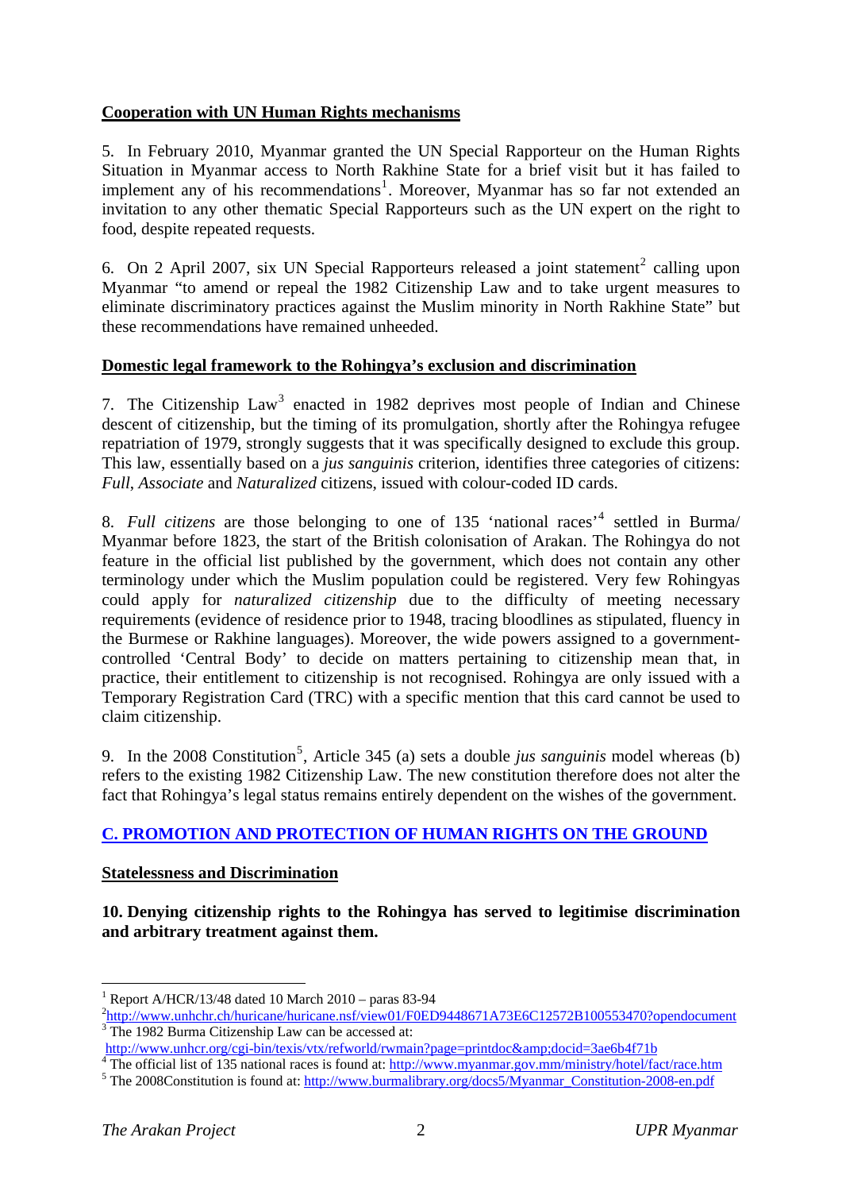**Cooperation with UN Human Rights mechanisms**

5. In February 2010, Myanmar granted the UN Special Rapporteur on the Human Rights Situation in Myanmar access to North Rakhine State for a brief visit but it has failed to implement any of his recommendations[1]. Moreover, Myanmar has so far not extended an invitation to any other thematic Special Rapporteurs such as the UN expert on the right to food, despite repeated requests.

6. On 2 April 2007, six UN Special Rapporteurs released a joint statement[2] calling upon Myanmar "to amend or repeal the 1982 Citizenship Law and to take urgent measures to eliminate discriminatory practices against the Muslim minority in North Rakhine State" but these recommendations have remained unheeded.

**Domestic legal framework to the Rohingya's exclusion and discrimination**

7. The Citizenship Law[3] enacted in 1982 deprives most people of Indian and Chinese descent of citizenship, but the timing of its promulgation, shortly after the Rohingya refugee repatriation of 1979, strongly suggests that it was specifically designed to exclude this group. This law, essentially based on a *jus sanguinis* criterion, identifies three categories of citizens: *Full*, *Associate* and *Naturalized* citizens, issued with colour-coded ID cards.

8. *Full citizens* are those belonging to one of 135 'national races'[4] settled in Burma/ Myanmar before 1823, the start of the British colonisation of Arakan. The Rohingya do not feature in the official list published by the government, which does not contain any other terminology under which the Muslim population could be registered. Very few Rohingyas could apply for *naturalized citizenship* due to the difficulty of meeting necessary requirements (evidence of residence prior to 1948, tracing bloodlines as stipulated, fluency in the Burmese or Rakhine languages). Moreover, the wide powers assigned to a government-controlled 'Central Body' to decide on matters pertaining to citizenship mean that, in practice, their entitlement to citizenship is not recognised. Rohingya are only issued with a Temporary Registration Card (TRC) with a specific mention that this card cannot be used to claim citizenship.

9. In the 2008 Constitution[5], Article 345 (a) sets a double *jus sanguinis* model whereas (b) refers to the existing 1982 Citizenship Law. The new constitution therefore does not alter the fact that Rohingya's legal status remains entirely dependent on the wishes of the government.

## C. PROMOTION AND PROTECTION OF HUMAN RIGHTS ON THE GROUND

**Statelessness and Discrimination**

**10. Denying citizenship rights to the Rohingya has served to legitimise discrimination and arbitrary treatment against them.**

---

[1] Report A/HCR/13/48 dated 10 March 2010 – paras 83-94

[2] http://www.unhchr.ch/huricane/huricane.nsf/view01/F0ED9448671A73E6C12572B100553470?opendocument

[3] The 1982 Burma Citizenship Law can be accessed at: http://www.unhcr.org/cgi-bin/texis/vtx/refworld/rwmain?page=printdoc&amp;docid=3ae6b4f71b

[4] The official list of 135 national races is found at: http://www.myanmar.gov.mm/ministry/hotel/fact/race.htm

[5] The 2008Constitution is found at: http://www.burmalibrary.org/docs5/Myanmar_Constitution-2008-en.pdf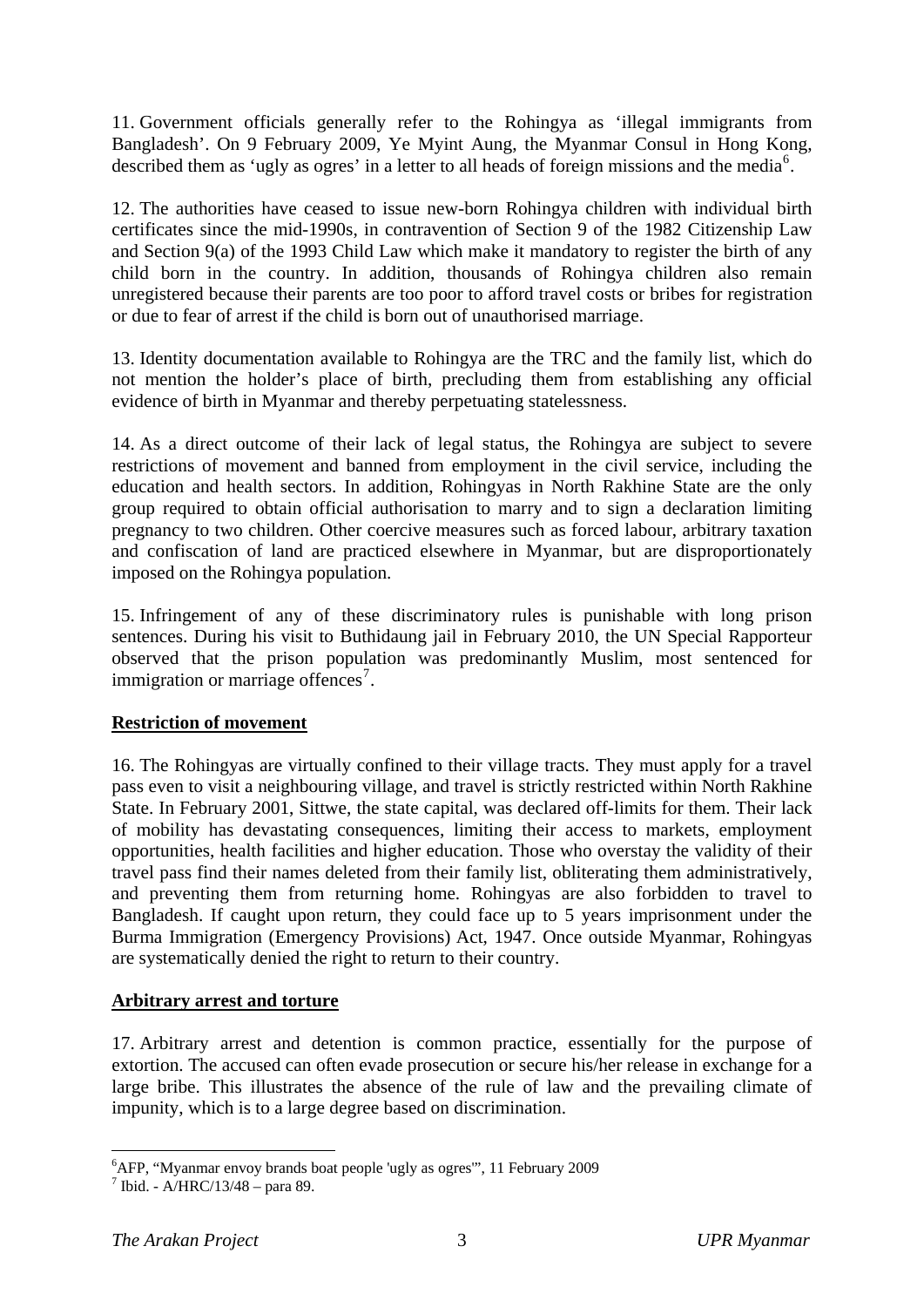11. Government officials generally refer to the Rohingya as 'illegal immigrants from Bangladesh'. On 9 February 2009, Ye Myint Aung, the Myanmar Consul in Hong Kong, described them as 'ugly as ogres' in a letter to all heads of foreign missions and the media[6].

12. The authorities have ceased to issue new-born Rohingya children with individual birth certificates since the mid-1990s, in contravention of Section 9 of the 1982 Citizenship Law and Section 9(a) of the 1993 Child Law which make it mandatory to register the birth of any child born in the country. In addition, thousands of Rohingya children also remain unregistered because their parents are too poor to afford travel costs or bribes for registration or due to fear of arrest if the child is born out of unauthorised marriage.

13. Identity documentation available to Rohingya are the TRC and the family list, which do not mention the holder's place of birth, precluding them from establishing any official evidence of birth in Myanmar and thereby perpetuating statelessness.

14. As a direct outcome of their lack of legal status, the Rohingya are subject to severe restrictions of movement and banned from employment in the civil service, including the education and health sectors. In addition, Rohingyas in North Rakhine State are the only group required to obtain official authorisation to marry and to sign a declaration limiting pregnancy to two children. Other coercive measures such as forced labour, arbitrary taxation and confiscation of land are practiced elsewhere in Myanmar, but are disproportionately imposed on the Rohingya population.

15. Infringement of any of these discriminatory rules is punishable with long prison sentences. During his visit to Buthidaung jail in February 2010, the UN Special Rapporteur observed that the prison population was predominantly Muslim, most sentenced for immigration or marriage offences[7].

**Restriction of movement**

16. The Rohingyas are virtually confined to their village tracts. They must apply for a travel pass even to visit a neighbouring village, and travel is strictly restricted within North Rakhine State. In February 2001, Sittwe, the state capital, was declared off-limits for them. Their lack of mobility has devastating consequences, limiting their access to markets, employment opportunities, health facilities and higher education. Those who overstay the validity of their travel pass find their names deleted from their family list, obliterating them administratively, and preventing them from returning home. Rohingyas are also forbidden to travel to Bangladesh. If caught upon return, they could face up to 5 years imprisonment under the Burma Immigration (Emergency Provisions) Act, 1947. Once outside Myanmar, Rohingyas are systematically denied the right to return to their country.

**Arbitrary arrest and torture**

17. Arbitrary arrest and detention is common practice, essentially for the purpose of extortion. The accused can often evade prosecution or secure his/her release in exchange for a large bribe. This illustrates the absence of the rule of law and the prevailing climate of impunity, which is to a large degree based on discrimination.

---

[6] AFP, "Myanmar envoy brands boat people 'ugly as ogres'", 11 February 2009

[7] Ibid. - A/HRC/13/48 – para 89.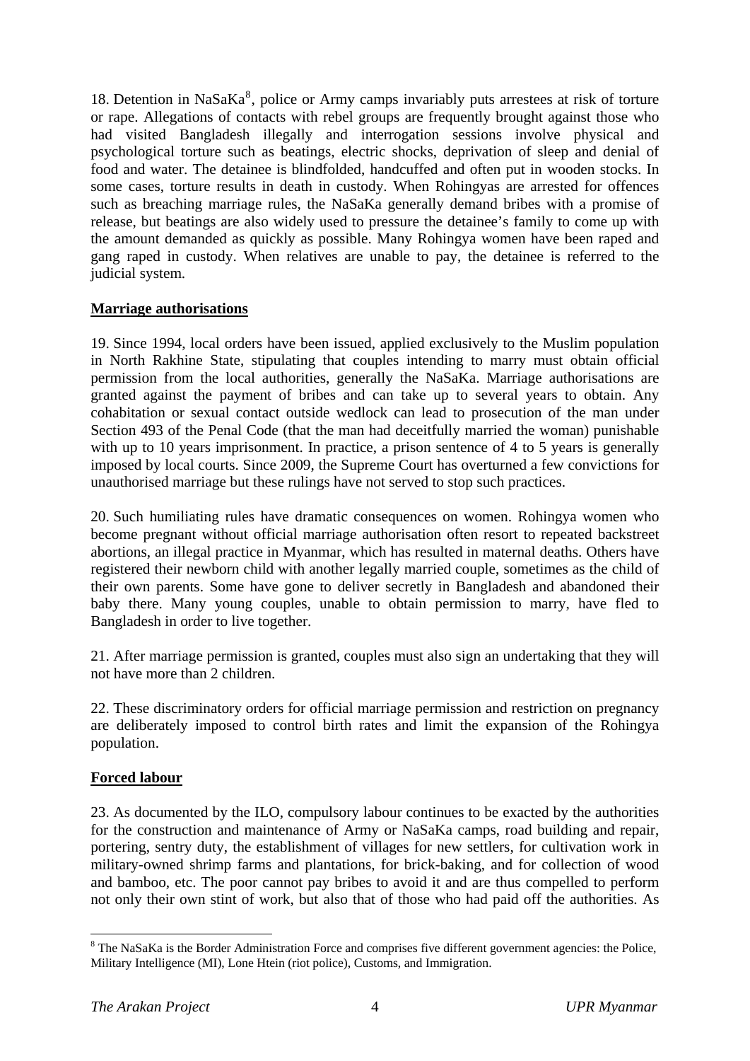18. Detention in NaSaKa[8], police or Army camps invariably puts arrestees at risk of torture or rape. Allegations of contacts with rebel groups are frequently brought against those who had visited Bangladesh illegally and interrogation sessions involve physical and psychological torture such as beatings, electric shocks, deprivation of sleep and denial of food and water. The detainee is blindfolded, handcuffed and often put in wooden stocks. In some cases, torture results in death in custody. When Rohingyas are arrested for offences such as breaching marriage rules, the NaSaKa generally demand bribes with a promise of release, but beatings are also widely used to pressure the detainee's family to come up with the amount demanded as quickly as possible. Many Rohingya women have been raped and gang raped in custody. When relatives are unable to pay, the detainee is referred to the judicial system.

**Marriage authorisations**

19. Since 1994, local orders have been issued, applied exclusively to the Muslim population in North Rakhine State, stipulating that couples intending to marry must obtain official permission from the local authorities, generally the NaSaKa. Marriage authorisations are granted against the payment of bribes and can take up to several years to obtain. Any cohabitation or sexual contact outside wedlock can lead to prosecution of the man under Section 493 of the Penal Code (that the man had deceitfully married the woman) punishable with up to 10 years imprisonment. In practice, a prison sentence of 4 to 5 years is generally imposed by local courts. Since 2009, the Supreme Court has overturned a few convictions for unauthorised marriage but these rulings have not served to stop such practices.

20. Such humiliating rules have dramatic consequences on women. Rohingya women who become pregnant without official marriage authorisation often resort to repeated backstreet abortions, an illegal practice in Myanmar, which has resulted in maternal deaths. Others have registered their newborn child with another legally married couple, sometimes as the child of their own parents. Some have gone to deliver secretly in Bangladesh and abandoned their baby there. Many young couples, unable to obtain permission to marry, have fled to Bangladesh in order to live together.

21. After marriage permission is granted, couples must also sign an undertaking that they will not have more than 2 children.

22. These discriminatory orders for official marriage permission and restriction on pregnancy are deliberately imposed to control birth rates and limit the expansion of the Rohingya population.

**Forced labour**

23. As documented by the ILO, compulsory labour continues to be exacted by the authorities for the construction and maintenance of Army or NaSaKa camps, road building and repair, portering, sentry duty, the establishment of villages for new settlers, for cultivation work in military-owned shrimp farms and plantations, for brick-baking, and for collection of wood and bamboo, etc. The poor cannot pay bribes to avoid it and are thus compelled to perform not only their own stint of work, but also that of those who had paid off the authorities. As

[8] The NaSaKa is the Border Administration Force and comprises five different government agencies: the Police, Military Intelligence (MI), Lone Htein (riot police), Customs, and Immigration.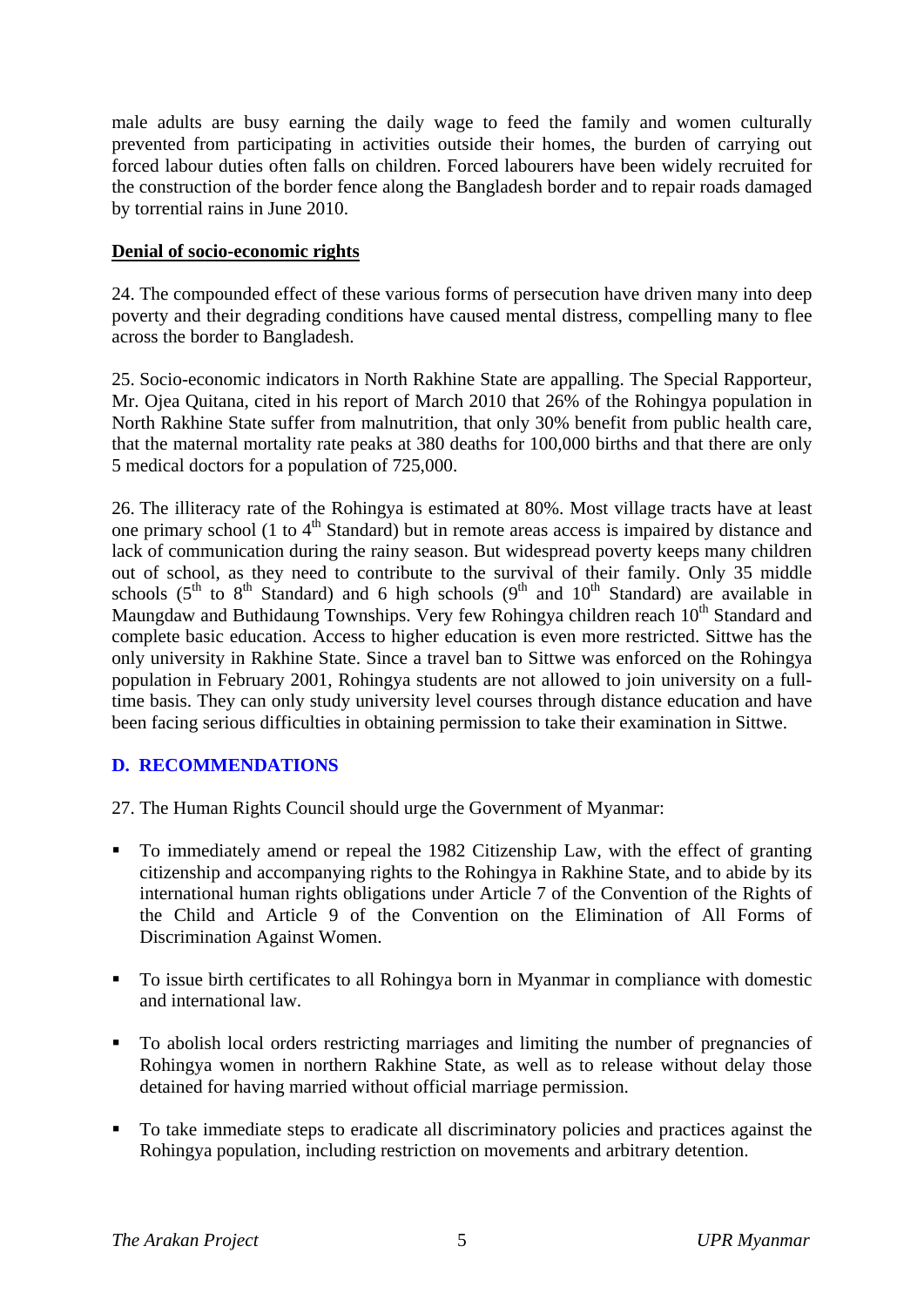male adults are busy earning the daily wage to feed the family and women culturally prevented from participating in activities outside their homes, the burden of carrying out forced labour duties often falls on children. Forced labourers have been widely recruited for the construction of the border fence along the Bangladesh border and to repair roads damaged by torrential rains in June 2010.

**Denial of socio-economic rights**

24. The compounded effect of these various forms of persecution have driven many into deep poverty and their degrading conditions have caused mental distress, compelling many to flee across the border to Bangladesh.

25. Socio-economic indicators in North Rakhine State are appalling. The Special Rapporteur, Mr. Ojea Quitana, cited in his report of March 2010 that 26% of the Rohingya population in North Rakhine State suffer from malnutrition, that only 30% benefit from public health care, that the maternal mortality rate peaks at 380 deaths for 100,000 births and that there are only 5 medical doctors for a population of 725,000.

26. The illiteracy rate of the Rohingya is estimated at 80%. Most village tracts have at least one primary school (1 to 4th Standard) but in remote areas access is impaired by distance and lack of communication during the rainy season. But widespread poverty keeps many children out of school, as they need to contribute to the survival of their family. Only 35 middle schools (5th to 8th Standard) and 6 high schools (9th and 10th Standard) are available in Maungdaw and Buthidaung Townships. Very few Rohingya children reach 10th Standard and complete basic education. Access to higher education is even more restricted. Sittwe has the only university in Rakhine State. Since a travel ban to Sittwe was enforced on the Rohingya population in February 2001, Rohingya students are not allowed to join university on a full-time basis. They can only study university level courses through distance education and have been facing serious difficulties in obtaining permission to take their examination in Sittwe.

## D. RECOMMENDATIONS

27. The Human Rights Council should urge the Government of Myanmar:

- To immediately amend or repeal the 1982 Citizenship Law, with the effect of granting citizenship and accompanying rights to the Rohingya in Rakhine State, and to abide by its international human rights obligations under Article 7 of the Convention of the Rights of the Child and Article 9 of the Convention on the Elimination of All Forms of Discrimination Against Women.

- To issue birth certificates to all Rohingya born in Myanmar in compliance with domestic and international law.

- To abolish local orders restricting marriages and limiting the number of pregnancies of Rohingya women in northern Rakhine State, as well as to release without delay those detained for having married without official marriage permission.

- To take immediate steps to eradicate all discriminatory policies and practices against the Rohingya population, including restriction on movements and arbitrary detention.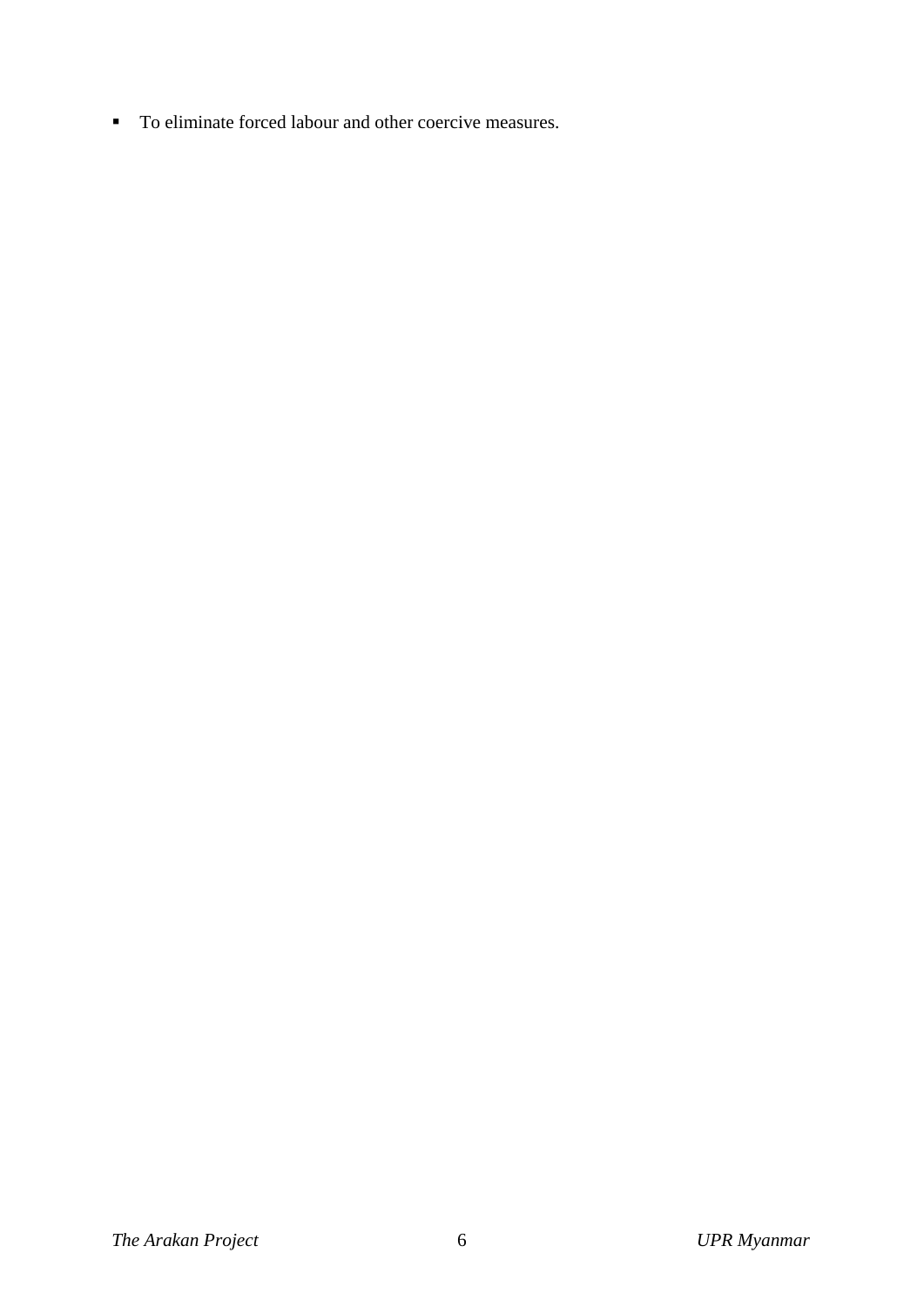- To eliminate forced labour and other coercive measures.